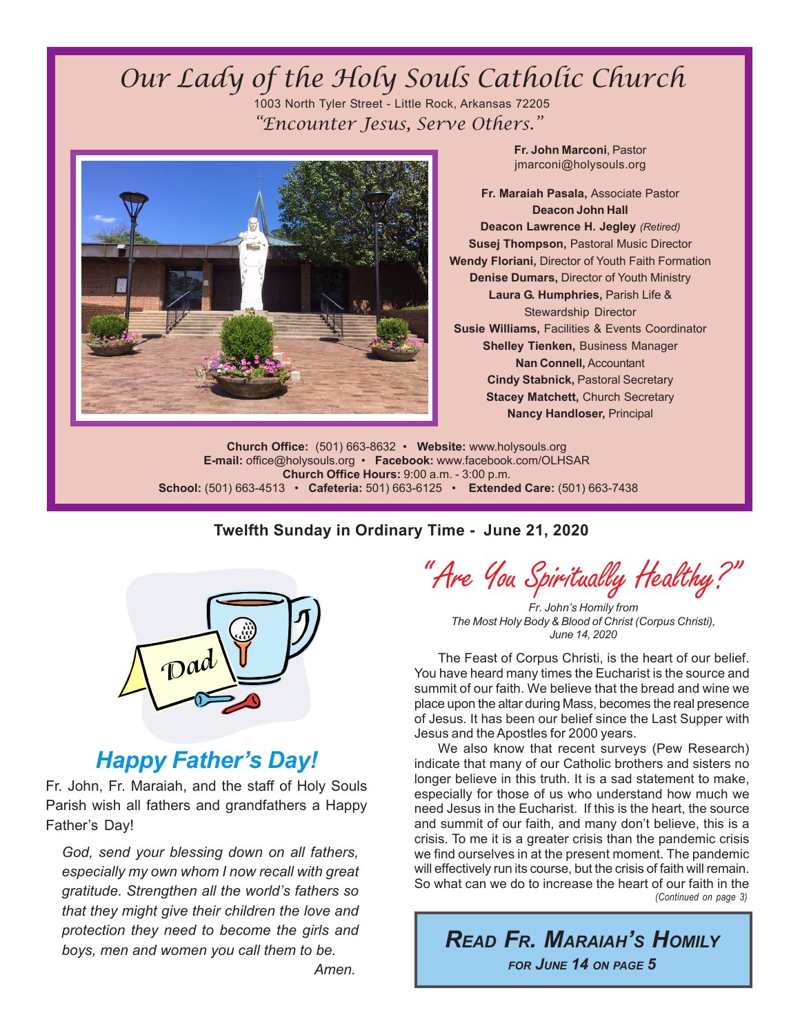# Our Lady of the Holy Souls Catholic Church

1003 North Tyler Street - Little Rock, Arkansas 72205

*"Encounter Jesus, Serve Others."*

**Fr. John Marconi**, Pastor
jmarconi@holysouls.org

**Fr. Maraiah Pasala,** Associate Pastor
**Deacon John Hall**
**Deacon Lawrence H. Jegley** *(Retired)*
**Susej Thompson,** Pastoral Music Director
**Wendy Floriani,** Director of Youth Faith Formation
**Denise Dumars,** Director of Youth Ministry
**Laura G. Humphries,** Parish Life & Stewardship Director
**Susie Williams,** Facilities & Events Coordinator
**Shelley Tienken,** Business Manager
**Nan Connell,** Accountant
**Cindy Stabnick,** Pastoral Secretary
**Stacey Matchett,** Church Secretary
**Nancy Handloser,** Principal

**Church Office:** (501) 663-8632 • **Website:** www.holysouls.org
**E-mail:** office@holysouls.org • **Facebook:** www.facebook.com/OLHSAR
**Church Office Hours:** 9:00 a.m. - 3:00 p.m.
**School:** (501) 663-4513 • **Cafeteria:** 501) 663-6125 • **Extended Care:** (501) 663-7438

**Twelfth Sunday in Ordinary Time - June 21, 2020**

## *Happy Father's Day!*

Fr. John, Fr. Maraiah, and the staff of Holy Souls Parish wish all fathers and grandfathers a Happy Father's Day!

*God, send your blessing down on all fathers, especially my own whom I now recall with great gratitude. Strengthen all the world's fathers so that they might give their children the love and protection they need to become the girls and boys, men and women you call them to be.*
*Amen.*

## "Are You Spiritually Healthy?"

*Fr. John's Homily from The Most Holy Body & Blood of Christ (Corpus Christi), June 14, 2020*

The Feast of Corpus Christi, is the heart of our belief. You have heard many times the Eucharist is the source and summit of our faith. We believe that the bread and wine we place upon the altar during Mass, becomes the real presence of Jesus. It has been our belief since the Last Supper with Jesus and the Apostles for 2000 years.

We also know that recent surveys (Pew Research) indicate that many of our Catholic brothers and sisters no longer believe in this truth. It is a sad statement to make, especially for those of us who understand how much we need Jesus in the Eucharist. If this is the heart, the source and summit of our faith, and many don't believe, this is a crisis. To me it is a greater crisis than the pandemic crisis we find ourselves in at the present moment. The pandemic will effectively run its course, but the crisis of faith will remain. So what can we do to increase the heart of our faith in the

*(Continued on page 3)*

**READ FR. MARAIAH'S HOMILY**
**FOR JUNE 14 ON PAGE 5**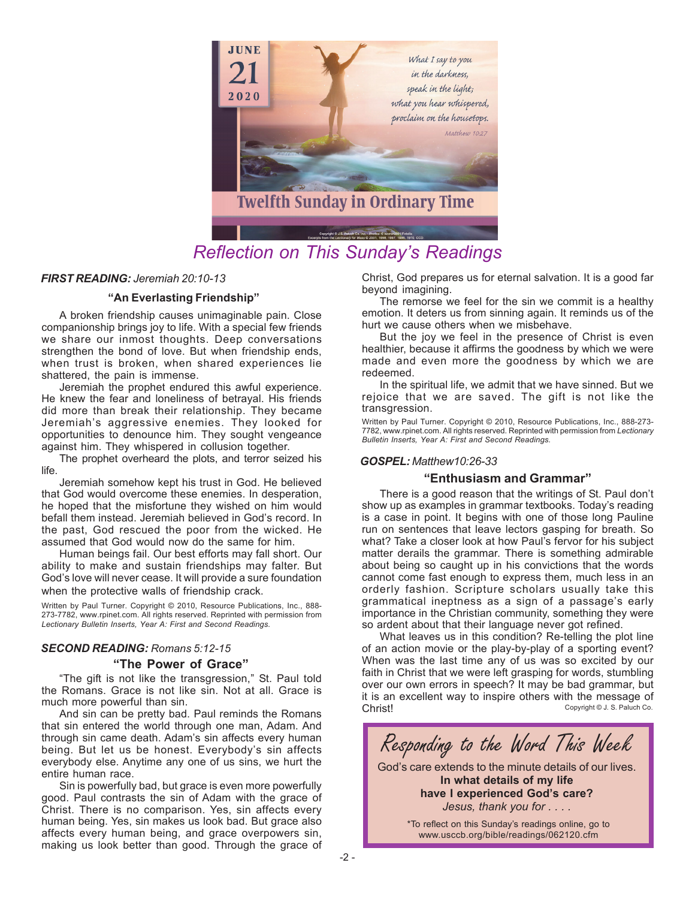JUNE 21 2020

*What I say to you in the darkness, speak in the light; what you hear whispered, proclaim on the housetops.*

*Matthew 10:27*

**Twelfth Sunday in Ordinary Time**

Copyright © J.S. Paluch Co., Inc. • Photos: © kieferpix/Fotolia
Excerpts from the Lectionary for Mass © 2001, 1998, 1997, 1986, 1970, CCD

# Reflection on This Sunday's Readings

***FIRST READING:*** *Jeremiah 20:10-13*

### "An Everlasting Friendship"

A broken friendship causes unimaginable pain. Close companionship brings joy to life. With a special few friends we share our inmost thoughts. Deep conversations strengthen the bond of love. But when friendship ends, when trust is broken, when shared experiences lie shattered, the pain is immense.

Jeremiah the prophet endured this awful experience. He knew the fear and loneliness of betrayal. His friends did more than break their relationship. They became Jeremiah's aggressive enemies. They looked for opportunities to denounce him. They sought vengeance against him. They whispered in collusion together.

The prophet overheard the plots, and terror seized his life.

Jeremiah somehow kept his trust in God. He believed that God would overcome these enemies. In desperation, he hoped that the misfortune they wished on him would befall them instead. Jeremiah believed in God's record. In the past, God rescued the poor from the wicked. He assumed that God would now do the same for him.

Human beings fail. Our best efforts may fall short. Our ability to make and sustain friendships may falter. But God's love will never cease. It will provide a sure foundation when the protective walls of friendship crack.

Written by Paul Turner. Copyright © 2010, Resource Publications, Inc., 888-273-7782, www.rpinet.com. All rights reserved. Reprinted with permission from *Lectionary Bulletin Inserts, Year A: First and Second Readings.*

***SECOND READING:*** *Romans 5:12-15*

### "The Power of Grace"

"The gift is not like the transgression," St. Paul told the Romans. Grace is not like sin. Not at all. Grace is much more powerful than sin.

And sin can be pretty bad. Paul reminds the Romans that sin entered the world through one man, Adam. And through sin came death. Adam's sin affects every human being. But let us be honest. Everybody's sin affects everybody else. Anytime any one of us sins, we hurt the entire human race.

Sin is powerfully bad, but grace is even more powerfully good. Paul contrasts the sin of Adam with the grace of Christ. There is no comparison. Yes, sin affects every human being. Yes, sin makes us look bad. But grace also affects every human being, and grace overpowers sin, making us look better than good. Through the grace of Christ, God prepares us for eternal salvation. It is a good far beyond imagining.

The remorse we feel for the sin we commit is a healthy emotion. It deters us from sinning again. It reminds us of the hurt we cause others when we misbehave.

But the joy we feel in the presence of Christ is even healthier, because it affirms the goodness by which we were made and even more the goodness by which we are redeemed.

In the spiritual life, we admit that we have sinned. But we rejoice that we are saved. The gift is not like the transgression.

Written by Paul Turner. Copyright © 2010, Resource Publications, Inc., 888-273-7782, www.rpinet.com. All rights reserved. Reprinted with permission from *Lectionary Bulletin Inserts, Year A: First and Second Readings.*

***GOSPEL:*** *Matthew10:26-33*

### "Enthusiasm and Grammar"

There is a good reason that the writings of St. Paul don't show up as examples in grammar textbooks. Today's reading is a case in point. It begins with one of those long Pauline run on sentences that leave lectors gasping for breath. So what? Take a closer look at how Paul's fervor for his subject matter derails the grammar. There is something admirable about being so caught up in his convictions that the words cannot come fast enough to express them, much less in an orderly fashion. Scripture scholars usually take this grammatical ineptness as a sign of a passage's early importance in the Christian community, something they were so ardent about that their language never got refined.

What leaves us in this condition? Re-telling the plot line of an action movie or the play-by-play of a sporting event? When was the last time any of us was so excited by our faith in Christ that we were left grasping for words, stumbling over our own errors in speech? It may be bad grammar, but it is an excellent way to inspire others with the message of Christ!

Copyright © J. S. Paluch Co.

## Responding to the Word This Week

God's care extends to the minute details of our lives.
**In what details of my life have I experienced God's care?**
*Jesus, thank you for . . . .*

*To reflect on this Sunday's readings online, go to www.usccb.org/bible/readings/062120.cfm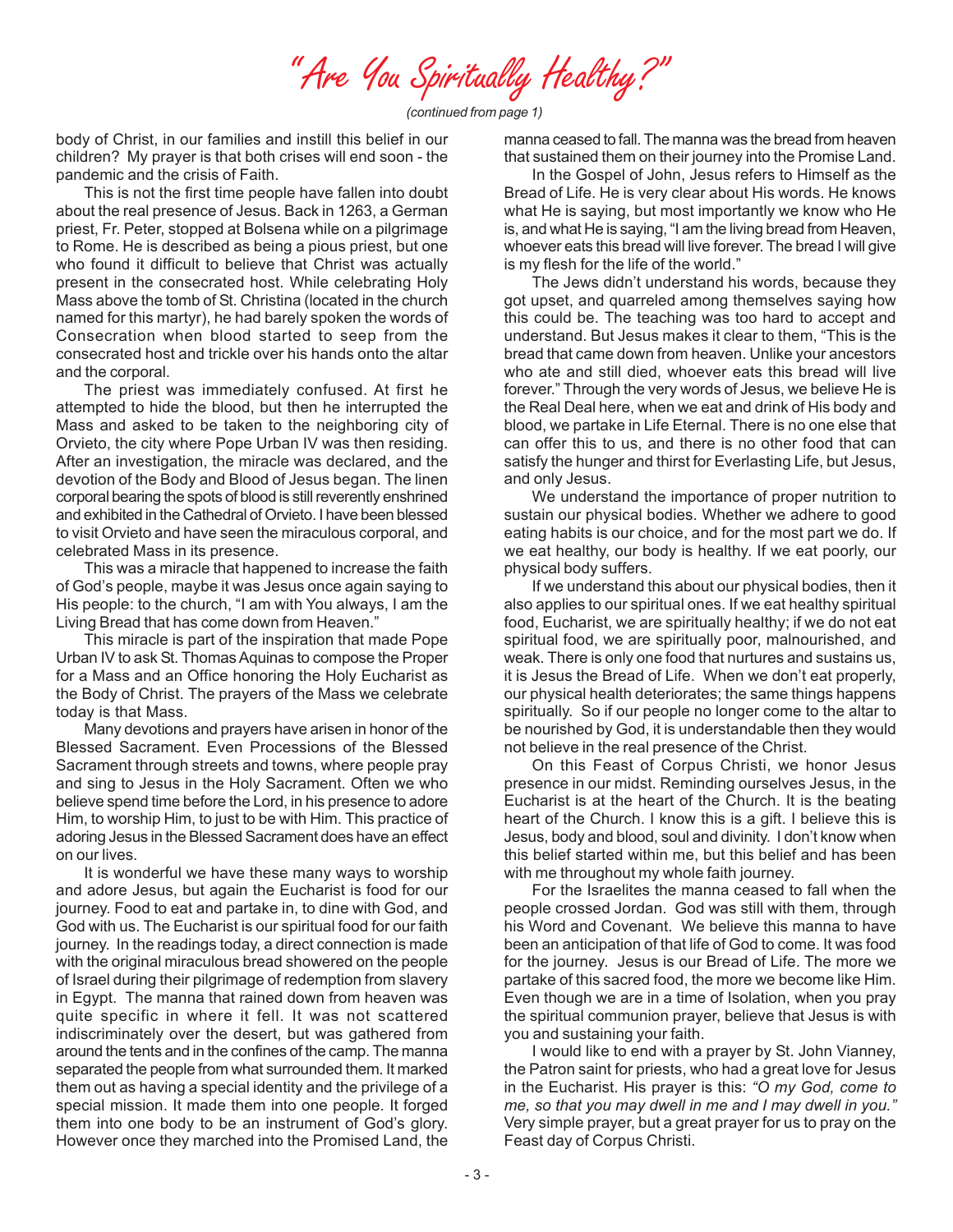# "Are You Spiritually Healthy?"

*(continued from page 1)*

body of Christ, in our families and instill this belief in our children? My prayer is that both crises will end soon - the pandemic and the crisis of Faith.

This is not the first time people have fallen into doubt about the real presence of Jesus. Back in 1263, a German priest, Fr. Peter, stopped at Bolsena while on a pilgrimage to Rome. He is described as being a pious priest, but one who found it difficult to believe that Christ was actually present in the consecrated host. While celebrating Holy Mass above the tomb of St. Christina (located in the church named for this martyr), he had barely spoken the words of Consecration when blood started to seep from the consecrated host and trickle over his hands onto the altar and the corporal.

The priest was immediately confused. At first he attempted to hide the blood, but then he interrupted the Mass and asked to be taken to the neighboring city of Orvieto, the city where Pope Urban IV was then residing. After an investigation, the miracle was declared, and the devotion of the Body and Blood of Jesus began. The linen corporal bearing the spots of blood is still reverently enshrined and exhibited in the Cathedral of Orvieto. I have been blessed to visit Orvieto and have seen the miraculous corporal, and celebrated Mass in its presence.

This was a miracle that happened to increase the faith of God's people, maybe it was Jesus once again saying to His people: to the church, "I am with You always, I am the Living Bread that has come down from Heaven."

This miracle is part of the inspiration that made Pope Urban IV to ask St. Thomas Aquinas to compose the Proper for a Mass and an Office honoring the Holy Eucharist as the Body of Christ. The prayers of the Mass we celebrate today is that Mass.

Many devotions and prayers have arisen in honor of the Blessed Sacrament. Even Processions of the Blessed Sacrament through streets and towns, where people pray and sing to Jesus in the Holy Sacrament. Often we who believe spend time before the Lord, in his presence to adore Him, to worship Him, to just to be with Him. This practice of adoring Jesus in the Blessed Sacrament does have an effect on our lives.

It is wonderful we have these many ways to worship and adore Jesus, but again the Eucharist is food for our journey. Food to eat and partake in, to dine with God, and God with us. The Eucharist is our spiritual food for our faith journey. In the readings today, a direct connection is made with the original miraculous bread showered on the people of Israel during their pilgrimage of redemption from slavery in Egypt. The manna that rained down from heaven was quite specific in where it fell. It was not scattered indiscriminately over the desert, but was gathered from around the tents and in the confines of the camp. The manna separated the people from what surrounded them. It marked them out as having a special identity and the privilege of a special mission. It made them into one people. It forged them into one body to be an instrument of God's glory. However once they marched into the Promised Land, the manna ceased to fall. The manna was the bread from heaven that sustained them on their journey into the Promise Land.

In the Gospel of John, Jesus refers to Himself as the Bread of Life. He is very clear about His words. He knows what He is saying, but most importantly we know who He is, and what He is saying, "I am the living bread from Heaven, whoever eats this bread will live forever. The bread I will give is my flesh for the life of the world."

The Jews didn't understand his words, because they got upset, and quarreled among themselves saying how this could be. The teaching was too hard to accept and understand. But Jesus makes it clear to them, "This is the bread that came down from heaven. Unlike your ancestors who ate and still died, whoever eats this bread will live forever." Through the very words of Jesus, we believe He is the Real Deal here, when we eat and drink of His body and blood, we partake in Life Eternal. There is no one else that can offer this to us, and there is no other food that can satisfy the hunger and thirst for Everlasting Life, but Jesus, and only Jesus.

We understand the importance of proper nutrition to sustain our physical bodies. Whether we adhere to good eating habits is our choice, and for the most part we do. If we eat healthy, our body is healthy. If we eat poorly, our physical body suffers.

If we understand this about our physical bodies, then it also applies to our spiritual ones. If we eat healthy spiritual food, Eucharist, we are spiritually healthy; if we do not eat spiritual food, we are spiritually poor, malnourished, and weak. There is only one food that nurtures and sustains us, it is Jesus the Bread of Life. When we don't eat properly, our physical health deteriorates; the same things happens spiritually. So if our people no longer come to the altar to be nourished by God, it is understandable then they would not believe in the real presence of the Christ.

On this Feast of Corpus Christi, we honor Jesus presence in our midst. Reminding ourselves Jesus, in the Eucharist is at the heart of the Church. It is the beating heart of the Church. I know this is a gift. I believe this is Jesus, body and blood, soul and divinity. I don't know when this belief started within me, but this belief and has been with me throughout my whole faith journey.

For the Israelites the manna ceased to fall when the people crossed Jordan. God was still with them, through his Word and Covenant. We believe this manna to have been an anticipation of that life of God to come. It was food for the journey. Jesus is our Bread of Life. The more we partake of this sacred food, the more we become like Him. Even though we are in a time of Isolation, when you pray the spiritual communion prayer, believe that Jesus is with you and sustaining your faith.

I would like to end with a prayer by St. John Vianney, the Patron saint for priests, who had a great love for Jesus in the Eucharist. His prayer is this: *"O my God, come to me, so that you may dwell in me and I may dwell in you."* Very simple prayer, but a great prayer for us to pray on the Feast day of Corpus Christi.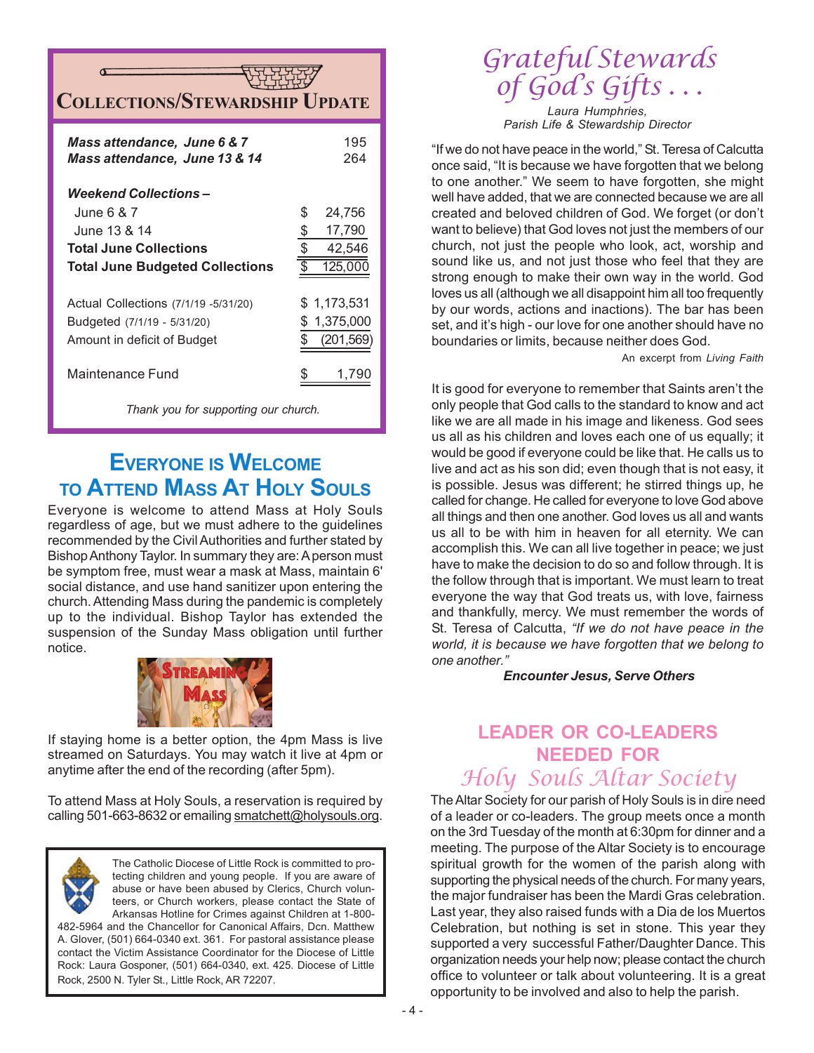## Collections/Stewardship Update

| | |
|---|---|
| ***Mass attendance, June 6 & 7*** | 195 |
| ***Mass attendance, June 13 & 14*** | 264 |
| ***Weekend Collections –*** | |
| June 6 & 7 | $ 24,756 |
| June 13 & 14 | $ 17,790 |
| **Total June Collections** | $ 42,546 |
| **Total June Budgeted Collections** | $ 125,000 |
| Actual Collections (7/1/19 -5/31/20) | $ 1,173,531 |
| Budgeted (7/1/19 - 5/31/20) | $ 1,375,000 |
| Amount in deficit of Budget | $ (201,569) |
| Maintenance Fund | $ 1,790 |

*Thank you for supporting our church.*

## Everyone is Welcome to Attend Mass At Holy Souls

Everyone is welcome to attend Mass at Holy Souls regardless of age, but we must adhere to the guidelines recommended by the Civil Authorities and further stated by Bishop Anthony Taylor. In summary they are: A person must be symptom free, must wear a mask at Mass, maintain 6' social distance, and use hand sanitizer upon entering the church. Attending Mass during the pandemic is completely up to the individual. Bishop Taylor has extended the suspension of the Sunday Mass obligation until further notice.

Streaming Mass

If staying home is a better option, the 4pm Mass is live streamed on Saturdays. You may watch it live at 4pm or anytime after the end of the recording (after 5pm).

To attend Mass at Holy Souls, a reservation is required by calling 501-663-8632 or emailing smatchett@holysouls.org.

The Catholic Diocese of Little Rock is committed to protecting children and young people. If you are aware of abuse or have been abused by Clerics, Church volunteers, or Church workers, please contact the State of Arkansas Hotline for Crimes against Children at 1-800-482-5964 and the Chancellor for Canonical Affairs, Dcn. Matthew A. Glover, (501) 664-0340 ext. 361. For pastoral assistance please contact the Victim Assistance Coordinator for the Diocese of Little Rock: Laura Gosponer, (501) 664-0340, ext. 425. Diocese of Little Rock, 2500 N. Tyler St., Little Rock, AR 72207.

## *Grateful Stewards of God's Gifts . . .*

*Laura Humphries,*
*Parish Life & Stewardship Director*

"If we do not have peace in the world," St. Teresa of Calcutta once said, "It is because we have forgotten that we belong to one another." We seem to have forgotten, she might well have added, that we are connected because we are all created and beloved children of God. We forget (or don't want to believe) that God loves not just the members of our church, not just the people who look, act, worship and sound like us, and not just those who feel that they are strong enough to make their own way in the world. God loves us all (although we all disappoint him all too frequently by our words, actions and inactions). The bar has been set, and it's high - our love for one another should have no boundaries or limits, because neither does God.

An excerpt from *Living Faith*

It is good for everyone to remember that Saints aren't the only people that God calls to the standard to know and act like we are all made in his image and likeness. God sees us all as his children and loves each one of us equally; it would be good if everyone could be like that. He calls us to live and act as his son did; even though that is not easy, it is possible. Jesus was different; he stirred things up, he called for change. He called for everyone to love God above all things and then one another. God loves us all and wants us all to be with him in heaven for all eternity. We can accomplish this. We can all live together in peace; we just have to make the decision to do so and follow through. It is the follow through that is important. We must learn to treat everyone the way that God treats us, with love, fairness and thankfully, mercy. We must remember the words of St. Teresa of Calcutta, *"If we do not have peace in the world, it is because we have forgotten that we belong to one another."*

***Encounter Jesus, Serve Others***

## Leader or Co-Leaders Needed for *Holy Souls Altar Society*

The Altar Society for our parish of Holy Souls is in dire need of a leader or co-leaders. The group meets once a month on the 3rd Tuesday of the month at 6:30pm for dinner and a meeting. The purpose of the Altar Society is to encourage spiritual growth for the women of the parish along with supporting the physical needs of the church. For many years, the major fundraiser has been the Mardi Gras celebration. Last year, they also raised funds with a Dia de los Muertos Celebration, but nothing is set in stone. This year they supported a very successful Father/Daughter Dance. This organization needs your help now; please contact the church office to volunteer or talk about volunteering. It is a great opportunity to be involved and also to help the parish.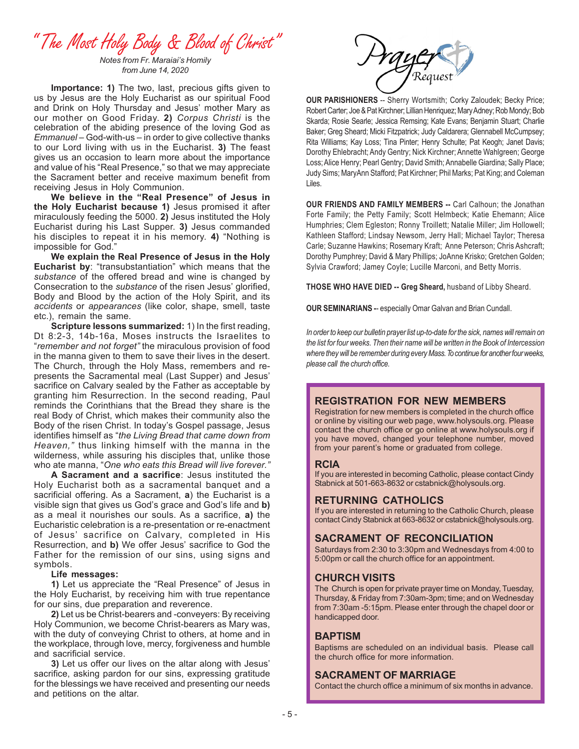# "The Most Holy Body & Blood of Christ"

*Notes from Fr. Maraiai's Homily*
*from June 14, 2020*

**Importance: 1)** The two, last, precious gifts given to us by Jesus are the Holy Eucharist as our spiritual Food and Drink on Holy Thursday and Jesus' mother Mary as our mother on Good Friday. **2)** *Corpus Christi* is the celebration of the abiding presence of the loving God as *Emmanuel* – God-with-us – in order to give collective thanks to our Lord living with us in the Eucharist. **3)** The feast gives us an occasion to learn more about the importance and value of his "Real Presence," so that we may appreciate the Sacrament better and receive maximum benefit from receiving Jesus in Holy Communion.

**We believe in the "Real Presence" of Jesus in the Holy Eucharist because 1)** Jesus promised it after miraculously feeding the 5000. **2)** Jesus instituted the Holy Eucharist during his Last Supper. **3)** Jesus commanded his disciples to repeat it in his memory. **4)** "Nothing is impossible for God."

**We explain the Real Presence of Jesus in the Holy Eucharist by**: "transubstantiation" which means that the *substance* of the offered bread and wine is changed by Consecration to the *substance* of the risen Jesus' glorified, Body and Blood by the action of the Holy Spirit, and its *accidents* or *appearances* (like color, shape, smell, taste etc.), remain the same.

**Scripture lessons summarized:** 1) In the first reading, Dt 8:2-3, 14b-16a, Moses instructs the Israelites to "*remember and not forget"* the miraculous provision of food in the manna given to them to save their lives in the desert. The Church, through the Holy Mass, remembers and re-presents the Sacramental meal (Last Supper) and Jesus' sacrifice on Calvary sealed by the Father as acceptable by granting him Resurrection. In the second reading, Paul reminds the Corinthians that the Bread they share is the real Body of Christ, which makes their community also the Body of the risen Christ. In today's Gospel passage, Jesus identifies himself as "*the Living Bread that came down from Heaven,"* thus linking himself with the manna in the wilderness, while assuring his disciples that, unlike those who ate manna, "*One who eats this Bread will live forever."*

**A Sacrament and a sacrifice**: Jesus instituted the Holy Eucharist both as a sacramental banquet and a sacrificial offering. As a Sacrament, **a**) the Eucharist is a visible sign that gives us God's grace and God's life and **b)** as a meal it nourishes our souls. As a sacrifice, **a)** the Eucharistic celebration is a re-presentation or re-enactment of Jesus' sacrifice on Calvary, completed in His Resurrection, and **b)** We offer Jesus' sacrifice to God the Father for the remission of our sins, using signs and symbols.

**Life messages:**

**1)** Let us appreciate the "Real Presence" of Jesus in the Holy Eucharist, by receiving him with true repentance for our sins, due preparation and reverence.

**2)** Let us be Christ-bearers and -conveyers: By receiving Holy Communion, we become Christ-bearers as Mary was, with the duty of conveying Christ to others, at home and in the workplace, through love, mercy, forgiveness and humble and sacrificial service.

**3)** Let us offer our lives on the altar along with Jesus' sacrifice, asking pardon for our sins, expressing gratitude for the blessings we have received and presenting our needs and petitions on the altar.

# Prayer Request

**OUR PARISHIONERS** -- Sherry Wortsmith; Corky Zaloudek; Becky Price; Robert Carter; Joe & Pat Kirchner; Lillian Henriquez; Mary Adney; Rob Mondy; Bob Skarda; Rosie Searle; Jessica Remsing; Kate Evans; Benjamin Stuart; Charlie Baker; Greg Sheard; Micki Fitzpatrick; Judy Caldarera; Glennabell McCumpsey; Rita Williams; Kay Loss; Tina Pinter; Henry Schulte; Pat Keogh; Janet Davis; Dorothy Ehlebracht; Andy Gentry; Nick Kirchner; Annette Wahlgreen; George Loss; Alice Henry; Pearl Gentry; David Smith; Annabelle Giardina; Sally Place; Judy Sims; MaryAnn Stafford; Pat Kirchner; Phil Marks; Pat King; and Coleman Liles.

**OUR FRIENDS AND FAMILY MEMBERS --** Carl Calhoun; the Jonathan Forte Family; the Petty Family; Scott Helmbeck; Katie Ehemann; Alice Humphries; Clem Egleston; Ronny Troillett; Natalie Miller; Jim Hollowell; Kathleen Stafford; Lindsay Newsom, Jerry Hall; Michael Taylor; Theresa Carle; Suzanne Hawkins; Rosemary Kraft; Anne Peterson; Chris Ashcraft; Dorothy Pumphrey; David & Mary Phillips; JoAnne Krisko; Gretchen Golden; Sylvia Crawford; Jamey Coyle; Lucille Marconi, and Betty Morris.

**THOSE WHO HAVE DIED -- Greg Sheard,** husband of Libby Sheard.

**OUR SEMINARIANS --** especially Omar Galvan and Brian Cundall.

*In order to keep our bulletin prayer list up-to-date for the sick, names will remain on the list for four weeks. Then their name will be written in the Book of Intercession where they will be remember during every Mass. To continue for another four weeks, please call the church office.*

## REGISTRATION FOR NEW MEMBERS

Registration for new members is completed in the church office or online by visiting our web page, www.holysouls.org. Please contact the church office or go online at www.holysouls.org if you have moved, changed your telephone number, moved from your parent's home or graduated from college.

## RCIA

If you are interested in becoming Catholic, please contact Cindy Stabnick at 501-663-8632 or cstabnick@holysouls.org.

## RETURNING CATHOLICS

If you are interested in returning to the Catholic Church, please contact Cindy Stabnick at 663-8632 or cstabnick@holysouls.org.

## SACRAMENT OF RECONCILIATION

Saturdays from 2:30 to 3:30pm and Wednesdays from 4:00 to 5:00pm or call the church office for an appointment.

## CHURCH VISITS

The Church is open for private prayer time on Monday, Tuesday, Thursday, & Friday from 7:30am-3pm; time; and on Wednesday from 7:30am -5:15pm. Please enter through the chapel door or handicapped door.

## BAPTISM

Baptisms are scheduled on an individual basis. Please call the church office for more information.

## SACRAMENT OF MARRIAGE

Contact the church office a minimum of six months in advance.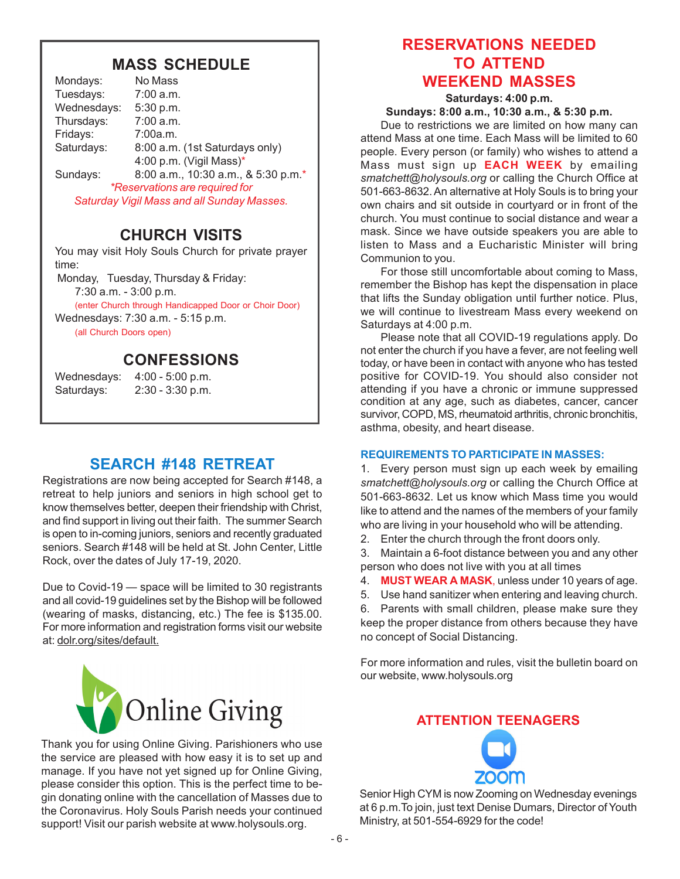## MASS SCHEDULE

| | |
|---|---|
| Mondays: | No Mass |
| Tuesdays: | 7:00 a.m. |
| Wednesdays: | 5:30 p.m. |
| Thursdays: | 7:00 a.m. |
| Fridays: | 7:00a.m. |
| Saturdays: | 8:00 a.m. (1st Saturdays only) 4:00 p.m. (Vigil Mass)* |
| Sundays: | 8:00 a.m., 10:30 a.m., & 5:30 p.m.* |

*\*Reservations are required for Saturday Vigil Mass and all Sunday Masses.*

## CHURCH VISITS

You may visit Holy Souls Church for private prayer time:

Monday, Tuesday, Thursday & Friday:
7:30 a.m. - 3:00 p.m.
(enter Church through Handicapped Door or Choir Door)

Wednesdays: 7:30 a.m. - 5:15 p.m.
(all Church Doors open)

## CONFESSIONS

| | |
|---|---|
| Wednesdays: | 4:00 - 5:00 p.m. |
| Saturdays: | 2:30 - 3:30 p.m. |

## SEARCH #148 RETREAT

Registrations are now being accepted for Search #148, a retreat to help juniors and seniors in high school get to know themselves better, deepen their friendship with Christ, and find support in living out their faith. The summer Search is open to in-coming juniors, seniors and recently graduated seniors. Search #148 will be held at St. John Center, Little Rock, over the dates of July 17-19, 2020.

Due to Covid-19 — space will be limited to 30 registrants and all covid-19 guidelines set by the Bishop will be followed (wearing of masks, distancing, etc.) The fee is $135.00. For more information and registration forms visit our website at: dolr.org/sites/default.

## Online Giving

Thank you for using Online Giving. Parishioners who use the service are pleased with how easy it is to set up and manage. If you have not yet signed up for Online Giving, please consider this option. This is the perfect time to begin donating online with the cancellation of Masses due to the Coronavirus. Holy Souls Parish needs your continued support! Visit our parish website at www.holysouls.org.

## RESERVATIONS NEEDED TO ATTEND WEEKEND MASSES

**Saturdays: 4:00 p.m.**
**Sundays: 8:00 a.m., 10:30 a.m., & 5:30 p.m.**

Due to restrictions we are limited on how many can attend Mass at one time. Each Mass will be limited to 60 people. Every person (or family) who wishes to attend a Mass must sign up **EACH WEEK** by emailing *smatchett@holysouls.org* or calling the Church Office at 501-663-8632. An alternative at Holy Souls is to bring your own chairs and sit outside in courtyard or in front of the church. You must continue to social distance and wear a mask. Since we have outside speakers you are able to listen to Mass and a Eucharistic Minister will bring Communion to you.

For those still uncomfortable about coming to Mass, remember the Bishop has kept the dispensation in place that lifts the Sunday obligation until further notice. Plus, we will continue to livestream Mass every weekend on Saturdays at 4:00 p.m.

Please note that all COVID-19 regulations apply. Do not enter the church if you have a fever, are not feeling well today, or have been in contact with anyone who has tested positive for COVID-19. You should also consider not attending if you have a chronic or immune suppressed condition at any age, such as diabetes, cancer, cancer survivor, COPD, MS, rheumatoid arthritis, chronic bronchitis, asthma, obesity, and heart disease.

### REQUIREMENTS TO PARTICIPATE IN MASSES:

1. Every person must sign up each week by emailing *smatchett@holysouls.org* or calling the Church Office at 501-663-8632. Let us know which Mass time you would like to attend and the names of the members of your family who are living in your household who will be attending.
2. Enter the church through the front doors only.
3. Maintain a 6-foot distance between you and any other person who does not live with you at all times
4. **MUST WEAR A MASK**, unless under 10 years of age.
5. Use hand sanitizer when entering and leaving church.
6. Parents with small children, please make sure they keep the proper distance from others because they have no concept of Social Distancing.

For more information and rules, visit the bulletin board on our website, www.holysouls.org

## ATTENTION TEENAGERS

zoom

Senior High CYM is now Zooming on Wednesday evenings at 6 p.m. To join, just text Denise Dumars, Director of Youth Ministry, at 501-554-6929 for the code!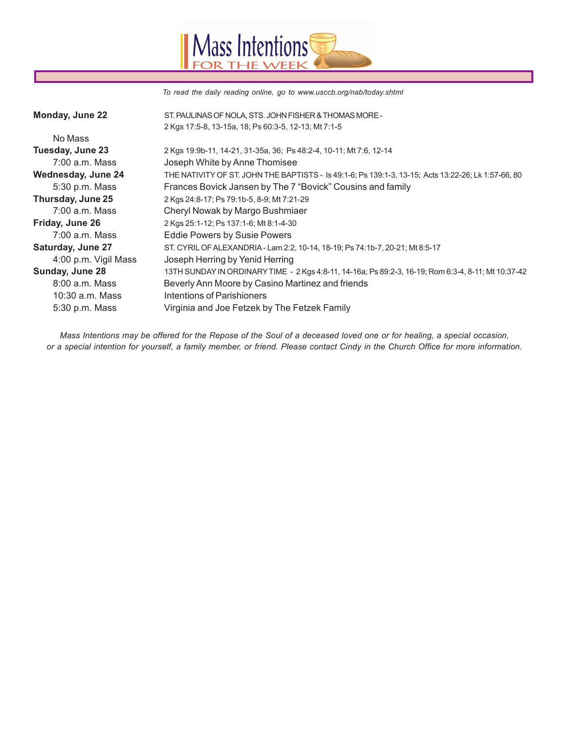# Mass Intentions FOR THE WEEK

*To read the daily reading online, go to www.usccb.org/nab/today.shtml*

**Monday, June 22** — ST. PAULINAS OF NOLA, STS. JOHN FISHER & THOMAS MORE - 2 Kgs 17:5-8, 13-15a, 18; Ps 60:3-5, 12-13; Mt 7:1-5

No Mass

**Tuesday, June 23** — 2 Kgs 19:9b-11, 14-21, 31-35a, 36; Ps 48:2-4, 10-11; Mt 7:6, 12-14

7:00 a.m. Mass — Joseph White by Anne Thomisee

**Wednesday, June 24** — THE NATIVITY OF ST. JOHN THE BAPTISTS - Is 49:1-6; Ps 139:1-3, 13-15; Acts 13:22-26; Lk 1:57-66, 80

5:30 p.m. Mass — Frances Bovick Jansen by The 7 “Bovick” Cousins and family

**Thursday, June 25** — 2 Kgs 24:8-17; Ps 79:1b-5, 8-9; Mt 7:21-29

7:00 a.m. Mass — Cheryl Nowak by Margo Bushmiaer

**Friday, June 26** — 2 Kgs 25:1-12; Ps 137:1-6; Mt 8:1-4-30

7:00 a.m. Mass — Eddie Powers by Susie Powers

**Saturday, June 27** — ST. CYRIL OF ALEXANDRIA - Lam 2:2, 10-14, 18-19; Ps 74:1b-7, 20-21; Mt 8:5-17

4:00 p.m. Vigil Mass — Joseph Herring by Yenid Herring

**Sunday, June 28** — 13TH SUNDAY IN ORDINARY TIME - 2 Kgs 4:8-11, 14-16a; Ps 89:2-3, 16-19; Rom 6:3-4, 8-11; Mt 10:37-42

8:00 a.m. Mass — Beverly Ann Moore by Casino Martinez and friends

10:30 a.m. Mass — Intentions of Parishioners

5:30 p.m. Mass — Virginia and Joe Fetzek by The Fetzek Family

*Mass Intentions may be offered for the Repose of the Soul of a deceased loved one or for healing, a special occasion, or a special intention for yourself, a family member, or friend. Please contact Cindy in the Church Office for more information.*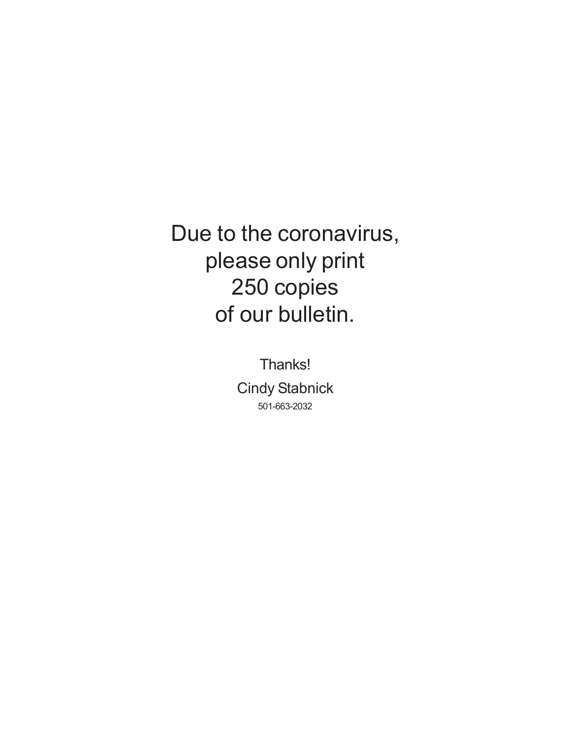Due to the coronavirus,
please only print
250 copies
of our bulletin.

Thanks!

Cindy Stabnick

501-663-2032